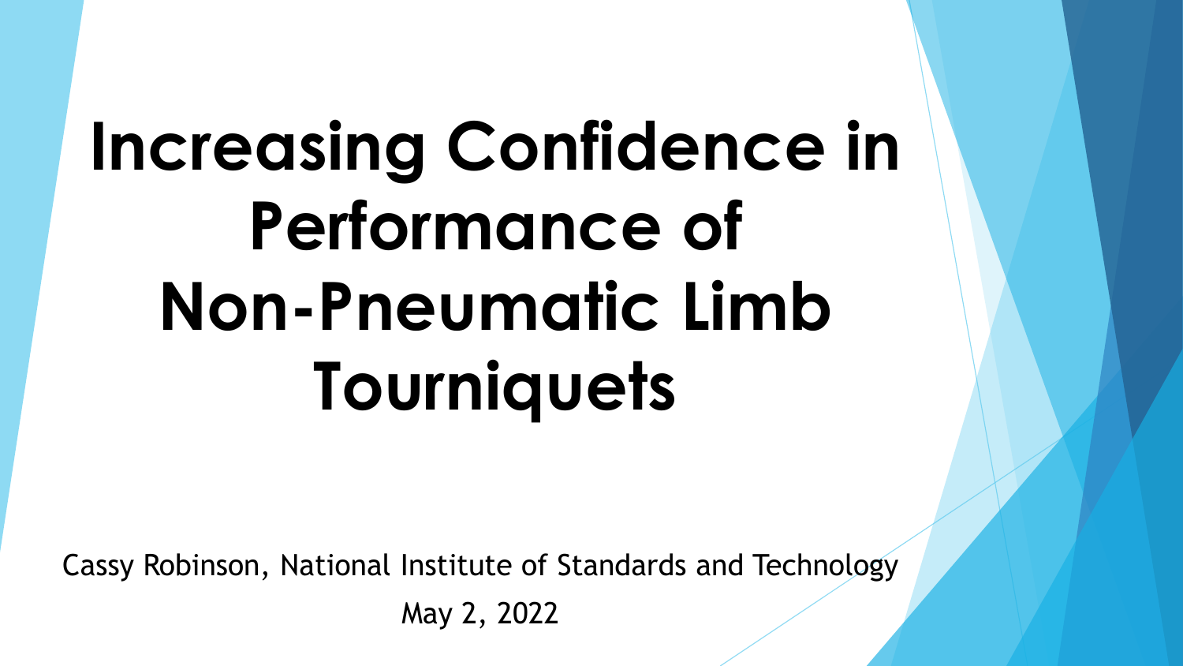# Increasing Confidence in Performance of Non-Pneumatic Limb Tourniquets

Cassy Robinson, National Institute of Standards and Technology

May 2, 2022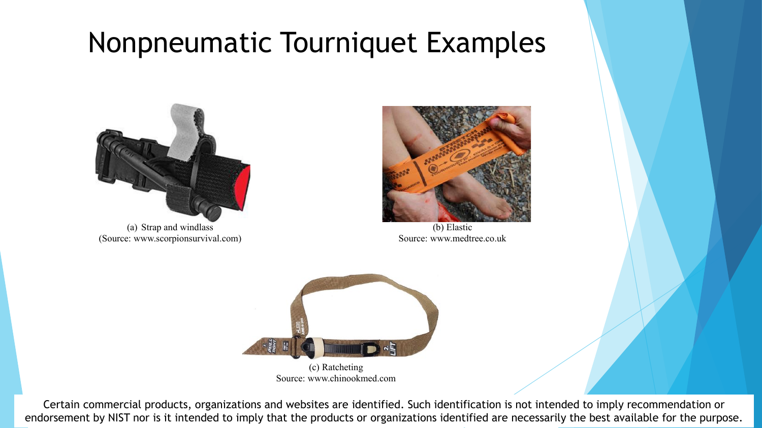# Nonpneumatic Tourniquet Examples

(a) Strap and windlass
(Source: www.scorpionsurvival.com)

(b) Elastic
Source: www.medtree.co.uk

(c) Ratcheting
Source: www.chinookmed.com

Certain commercial products, organizations and websites are identified. Such identification is not intended to imply recommendation or endorsement by NIST nor is it intended to imply that the products or organizations identified are necessarily the best available for the purpose.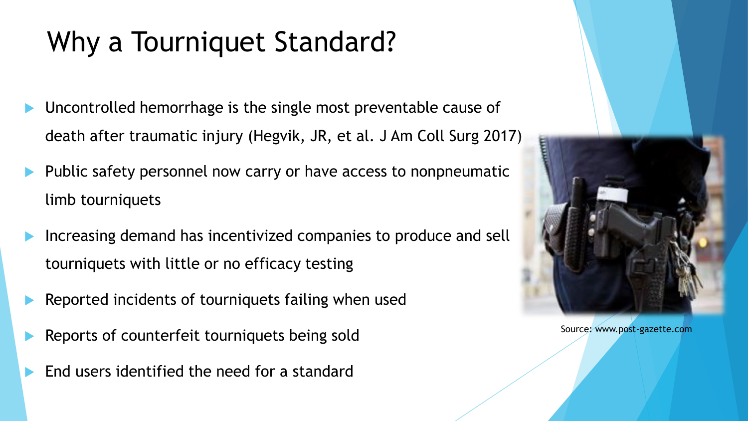# Why a Tourniquet Standard?

- Uncontrolled hemorrhage is the single most preventable cause of death after traumatic injury (Hegvik, JR, et al. J Am Coll Surg 2017)
- Public safety personnel now carry or have access to nonpneumatic limb tourniquets
- Increasing demand has incentivized companies to produce and sell tourniquets with little or no efficacy testing
- Reported incidents of tourniquets failing when used
- Reports of counterfeit tourniquets being sold
- End users identified the need for a standard

Source: www.post-gazette.com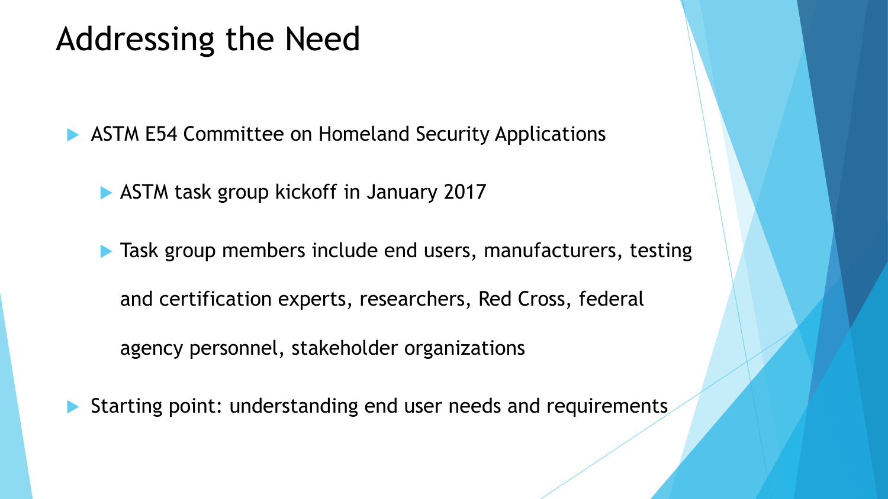# Addressing the Need

- ASTM E54 Committee on Homeland Security Applications
  - ASTM task group kickoff in January 2017
  - Task group members include end users, manufacturers, testing and certification experts, researchers, Red Cross, federal agency personnel, stakeholder organizations
- Starting point: understanding end user needs and requirements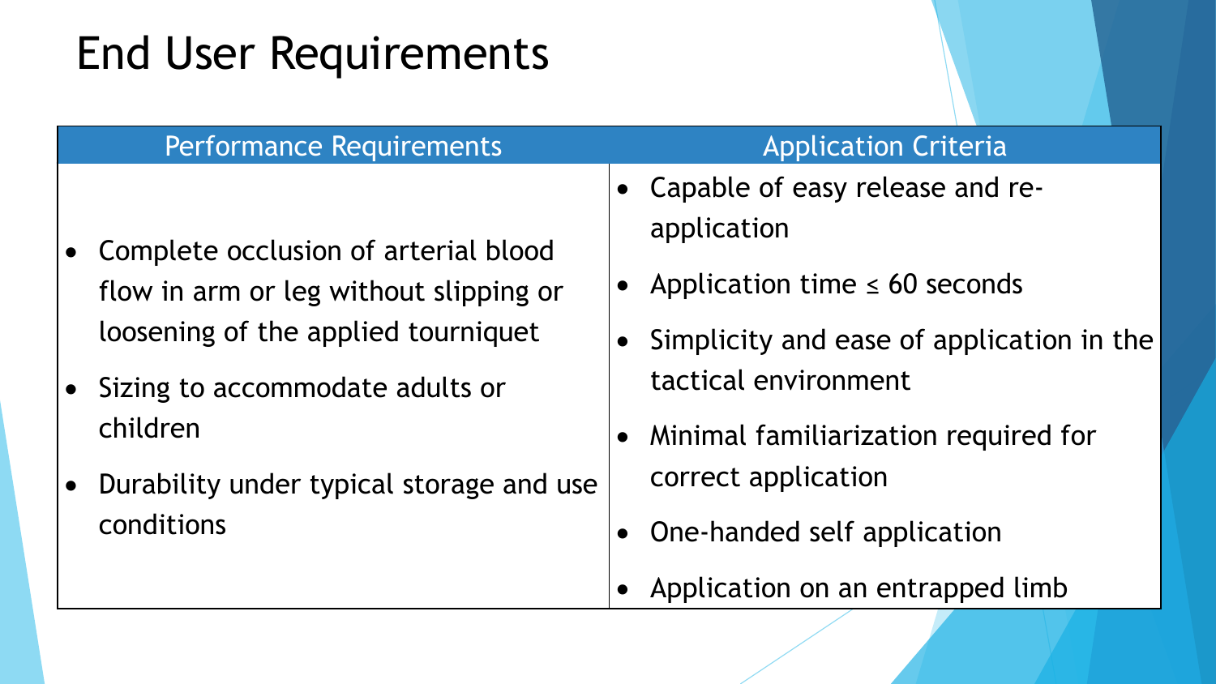# End User Requirements

| Performance Requirements | Application Criteria |
| --- | --- |
| • Complete occlusion of arterial blood flow in arm or leg without slipping or loosening of the applied tourniquet<br>• Sizing to accommodate adults or children<br>• Durability under typical storage and use conditions | • Capable of easy release and re-application<br>• Application time ≤ 60 seconds<br>• Simplicity and ease of application in the tactical environment<br>• Minimal familiarization required for correct application<br>• One-handed self application<br>• Application on an entrapped limb |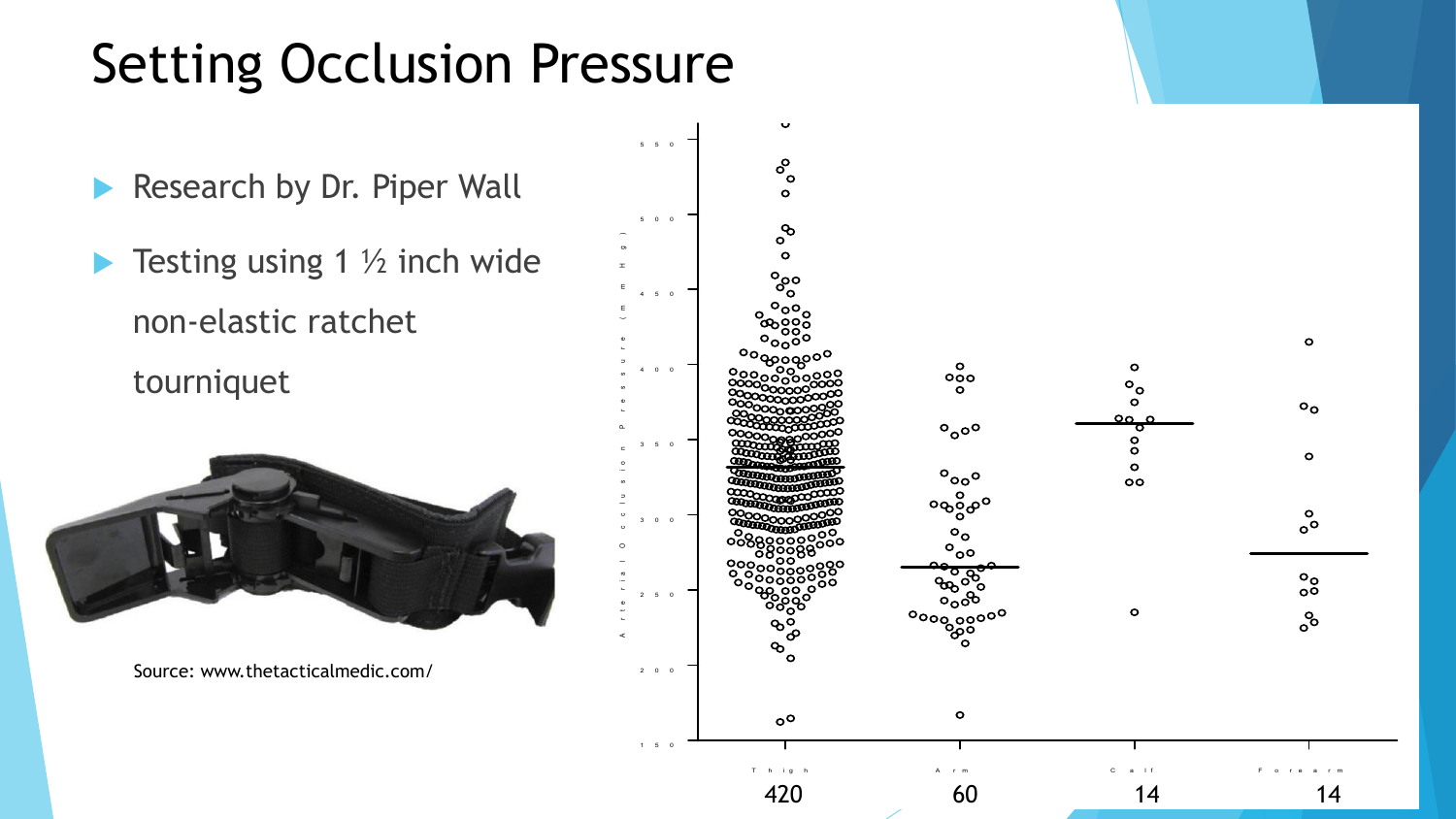# Setting Occlusion Pressure

- Research by Dr. Piper Wall
- Testing using 1 ½ inch wide non-elastic ratchet tourniquet

Source: www.thetacticalmedic.com/

Arterial Occlusion Pressure (mmHg)

550
500
450
400
350
300
250
200
150

Thigh
420

Arm
60

Calf
14

Forearm
14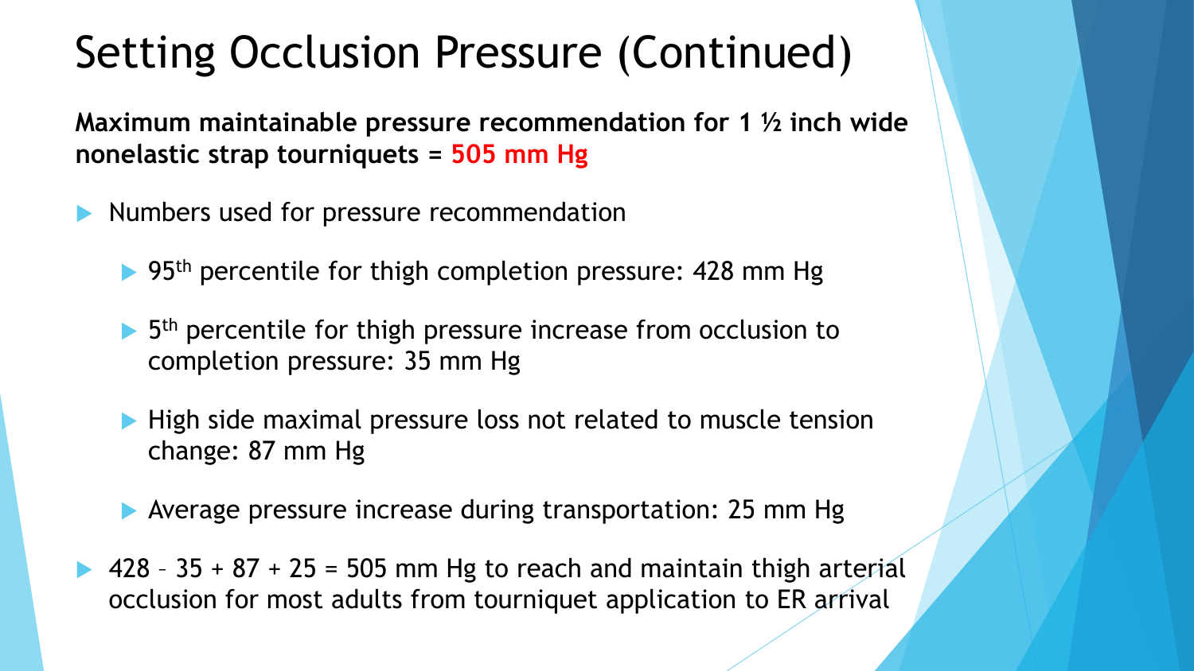# Setting Occlusion Pressure (Continued)

**Maximum maintainable pressure recommendation for 1 ½ inch wide nonelastic strap tourniquets = 505 mm Hg**

- Numbers used for pressure recommendation
  - 95th percentile for thigh completion pressure: 428 mm Hg
  - 5th percentile for thigh pressure increase from occlusion to completion pressure: 35 mm Hg
  - High side maximal pressure loss not related to muscle tension change: 87 mm Hg
  - Average pressure increase during transportation: 25 mm Hg
- 428 – 35 + 87 + 25 = 505 mm Hg to reach and maintain thigh arterial occlusion for most adults from tourniquet application to ER arrival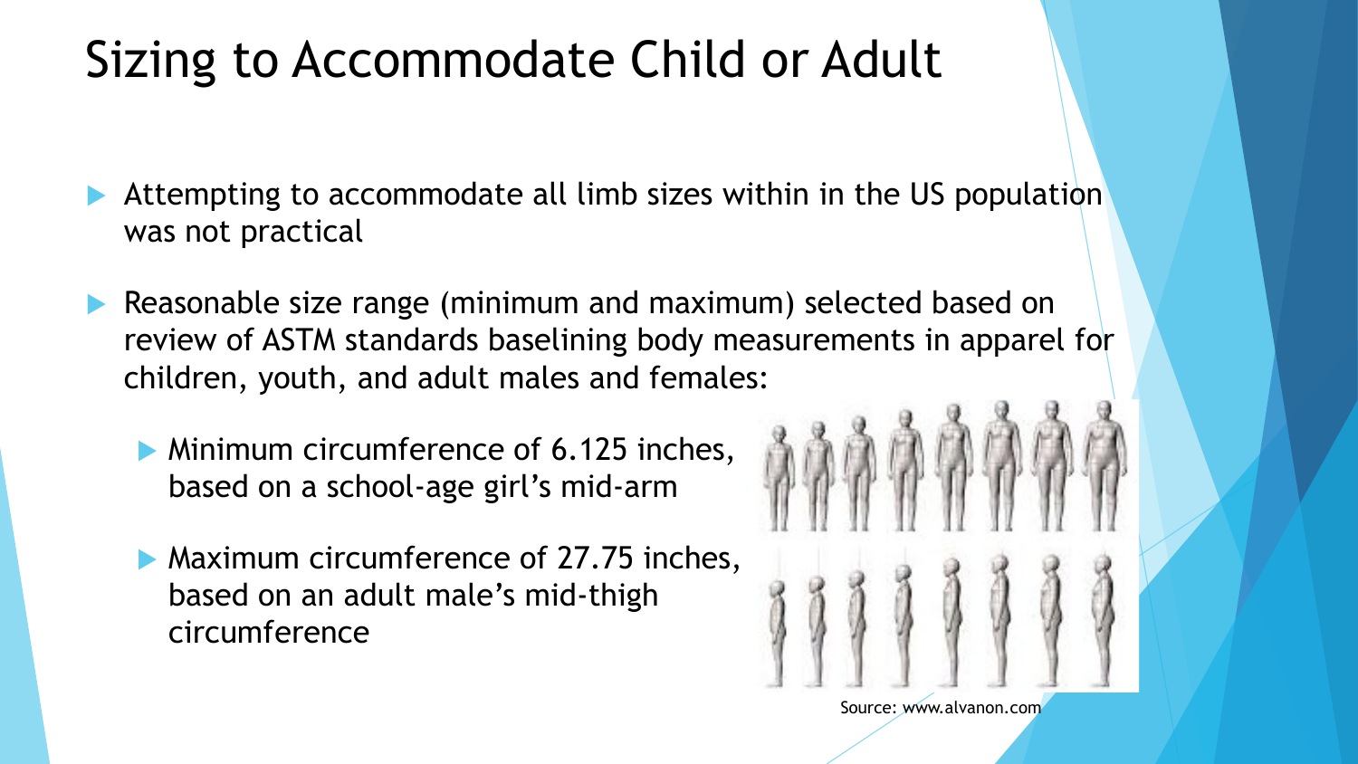# Sizing to Accommodate Child or Adult

- Attempting to accommodate all limb sizes within in the US population was not practical
- Reasonable size range (minimum and maximum) selected based on review of ASTM standards baselining body measurements in apparel for children, youth, and adult males and females:
  - Minimum circumference of 6.125 inches, based on a school-age girl's mid-arm
  - Maximum circumference of 27.75 inches, based on an adult male's mid-thigh circumference

Source: www.alvanon.com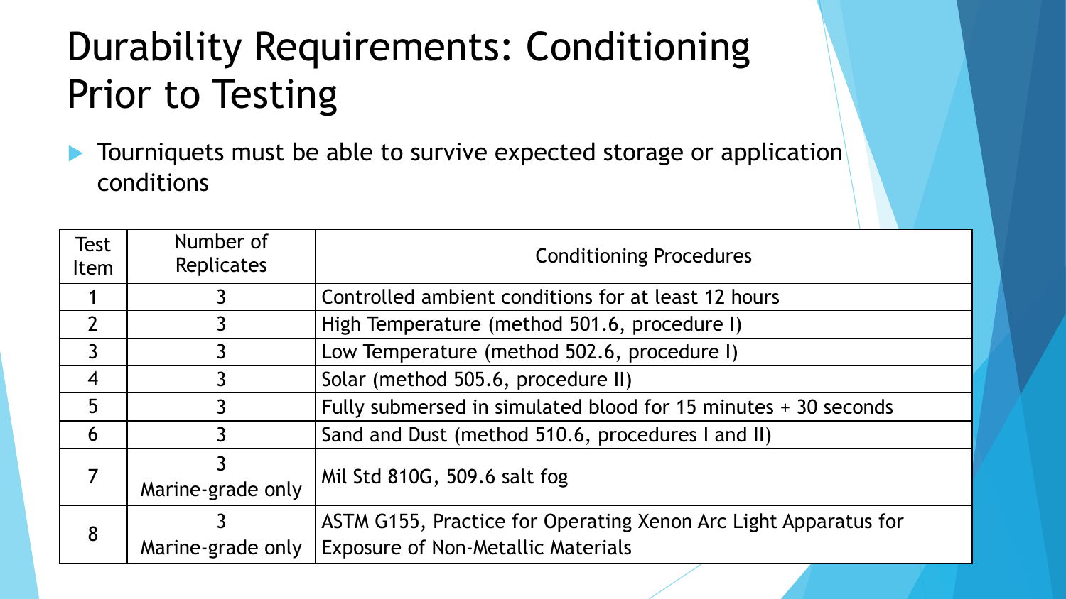# Durability Requirements: Conditioning Prior to Testing

- Tourniquets must be able to survive expected storage or application conditions

| Test Item | Number of Replicates | Conditioning Procedures |
|---|---|---|
| 1 | 3 | Controlled ambient conditions for at least 12 hours |
| 2 | 3 | High Temperature (method 501.6, procedure I) |
| 3 | 3 | Low Temperature (method 502.6, procedure I) |
| 4 | 3 | Solar (method 505.6, procedure II) |
| 5 | 3 | Fully submersed in simulated blood for 15 minutes + 30 seconds |
| 6 | 3 | Sand and Dust (method 510.6, procedures I and II) |
| 7 | 3 Marine-grade only | Mil Std 810G, 509.6 salt fog |
| 8 | 3 Marine-grade only | ASTM G155, Practice for Operating Xenon Arc Light Apparatus for Exposure of Non-Metallic Materials |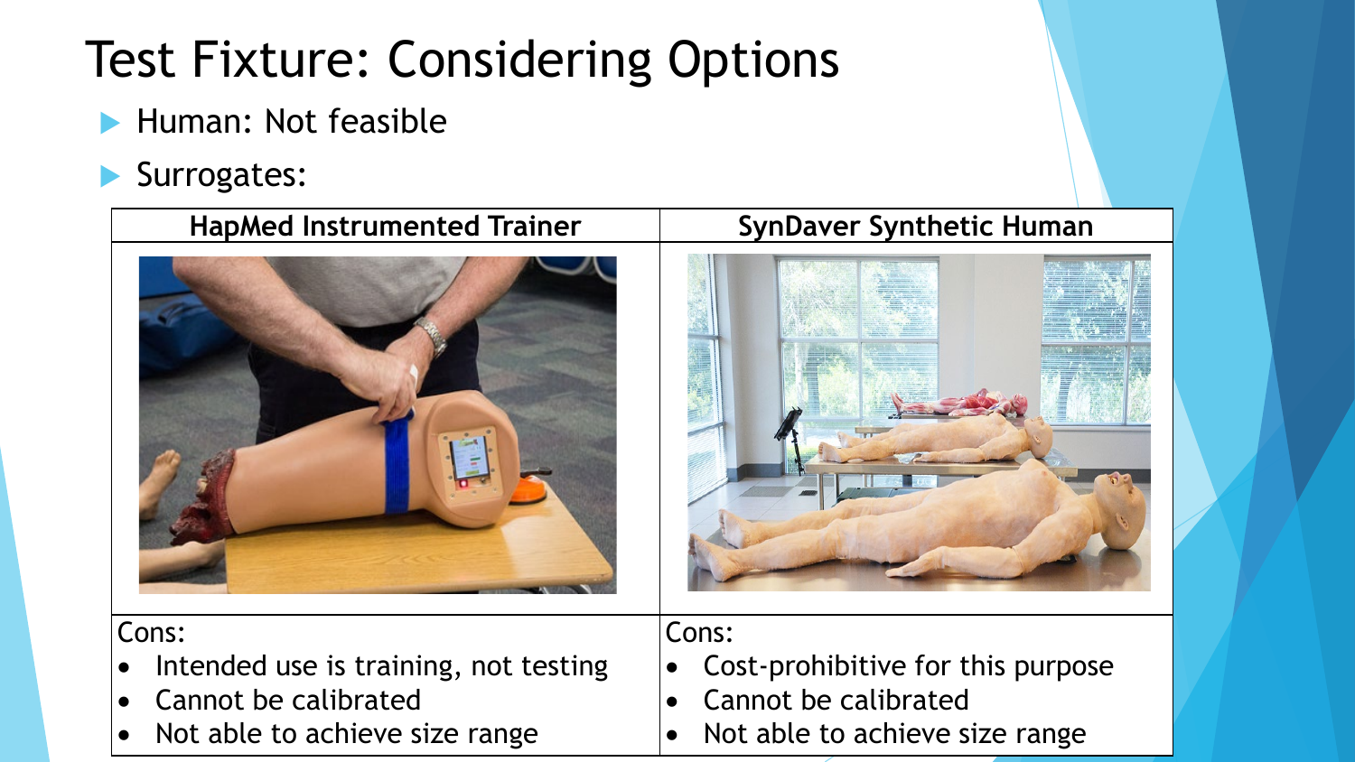# Test Fixture: Considering Options

- Human: Not feasible
- Surrogates:

| HapMed Instrumented Trainer | SynDaver Synthetic Human |
| --- | --- |
| | |
| Cons:<br>• Intended use is training, not testing<br>• Cannot be calibrated<br>• Not able to achieve size range | Cons:<br>• Cost-prohibitive for this purpose<br>• Cannot be calibrated<br>• Not able to achieve size range |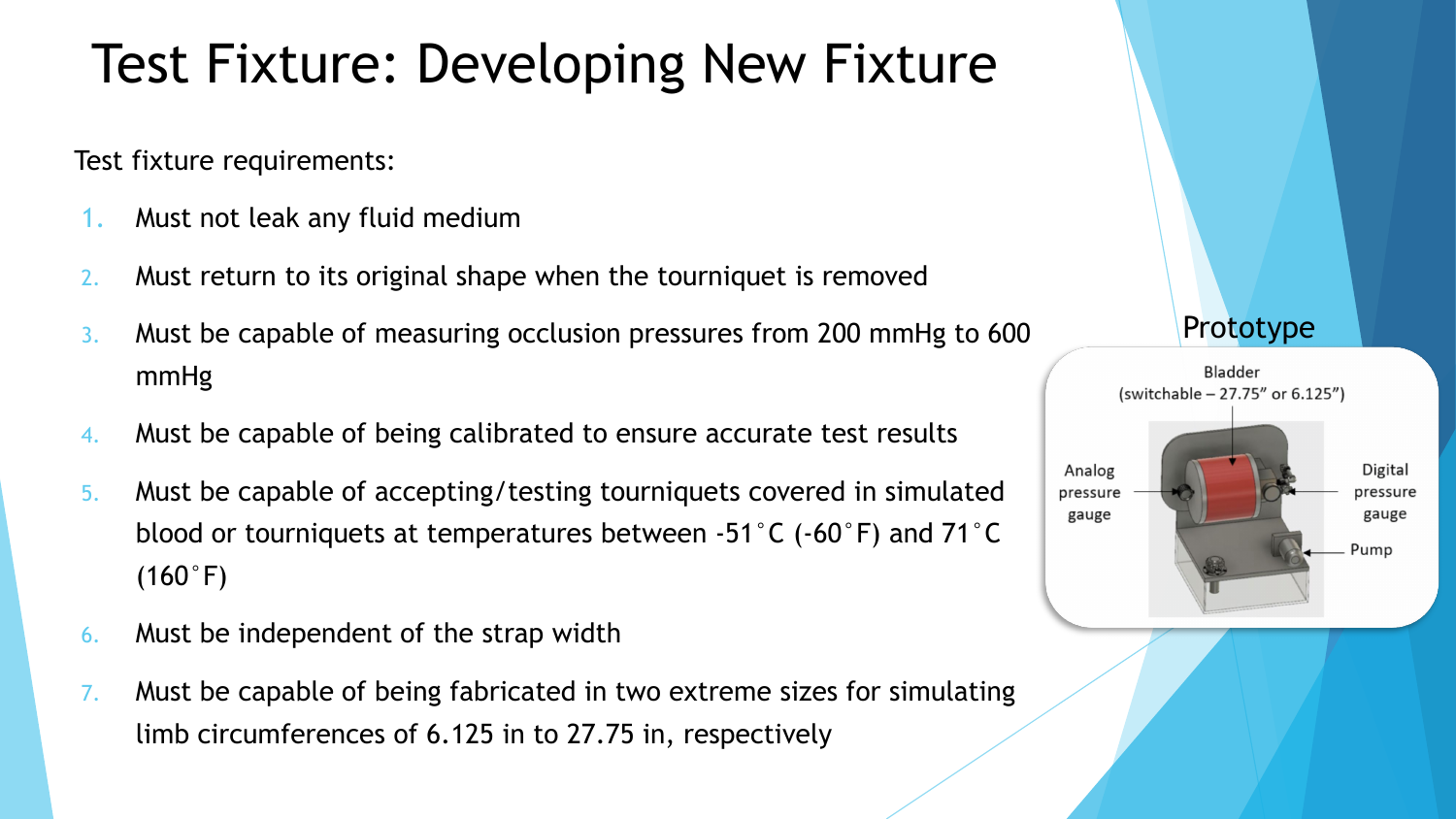# Test Fixture: Developing New Fixture

Test fixture requirements:

1. Must not leak any fluid medium
2. Must return to its original shape when the tourniquet is removed
3. Must be capable of measuring occlusion pressures from 200 mmHg to 600 mmHg
4. Must be capable of being calibrated to ensure accurate test results
5. Must be capable of accepting/testing tourniquets covered in simulated blood or tourniquets at temperatures between -51˚C (-60˚F) and 71˚C (160˚F)
6. Must be independent of the strap width
7. Must be capable of being fabricated in two extreme sizes for simulating limb circumferences of 6.125 in to 27.75 in, respectively

Prototype

Bladder (switchable – 27.75" or 6.125")

Analog pressure gauge

Digital pressure gauge

Pump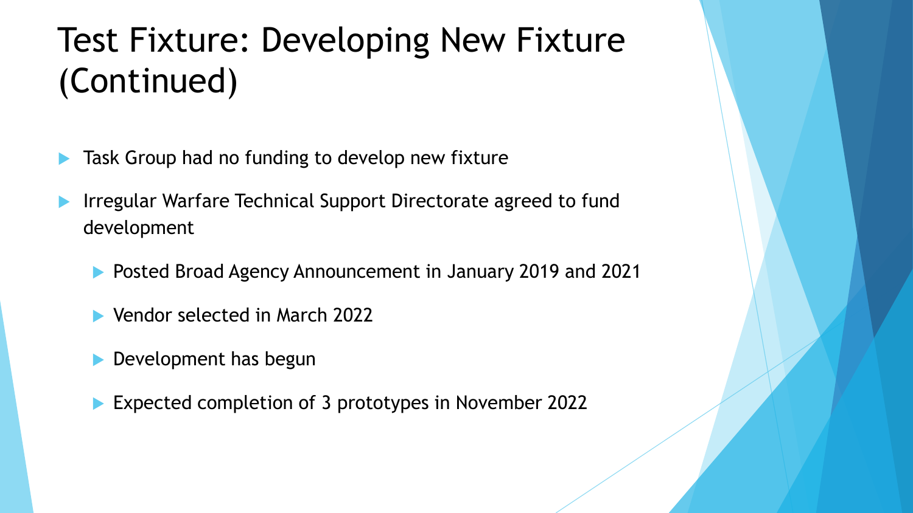# Test Fixture: Developing New Fixture (Continued)

- Task Group had no funding to develop new fixture
- Irregular Warfare Technical Support Directorate agreed to fund development
  - Posted Broad Agency Announcement in January 2019 and 2021
  - Vendor selected in March 2022
  - Development has begun
  - Expected completion of 3 prototypes in November 2022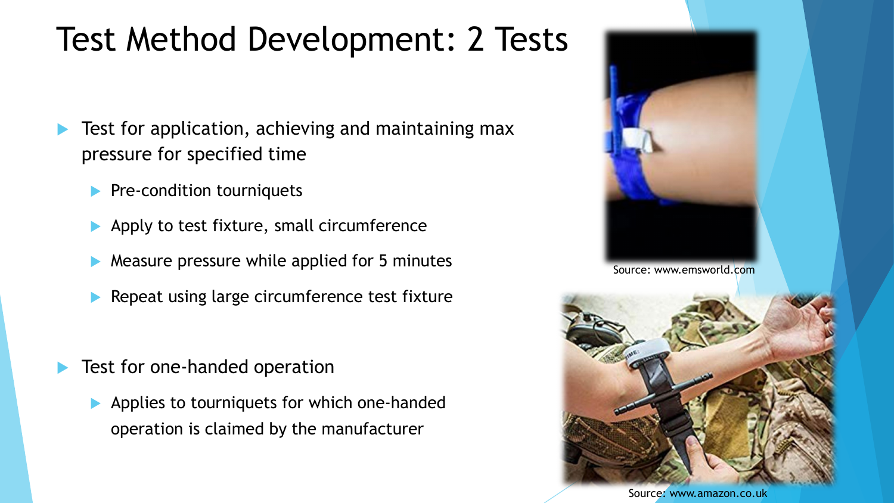# Test Method Development: 2 Tests

- Test for application, achieving and maintaining max pressure for specified time
  - Pre-condition tourniquets
  - Apply to test fixture, small circumference
  - Measure pressure while applied for 5 minutes
  - Repeat using large circumference test fixture

- Test for one-handed operation
  - Applies to tourniquets for which one-handed operation is claimed by the manufacturer

Source: www.emsworld.com

Source: www.amazon.co.uk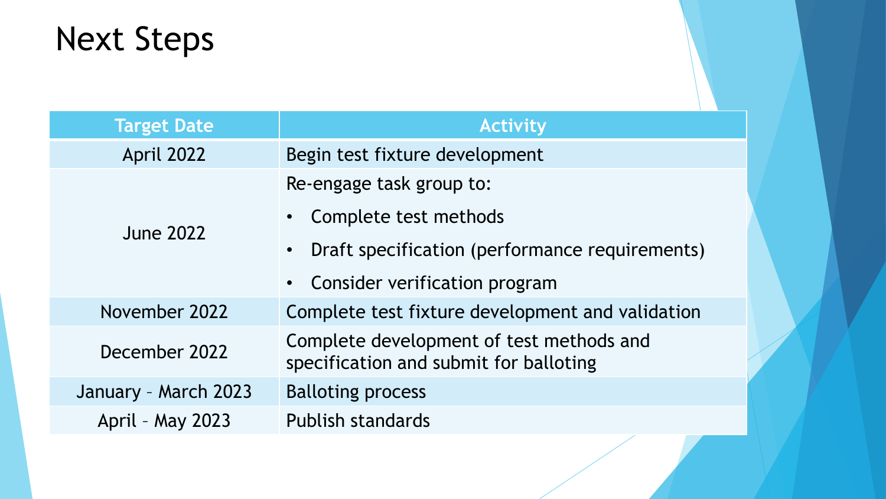# Next Steps

| Target Date | Activity |
| --- | --- |
| April 2022 | Begin test fixture development |
| June 2022 | Re-engage task group to:<br>• Complete test methods<br>• Draft specification (performance requirements)<br>• Consider verification program |
| November 2022 | Complete test fixture development and validation |
| December 2022 | Complete development of test methods and specification and submit for balloting |
| January – March 2023 | Balloting process |
| April – May 2023 | Publish standards |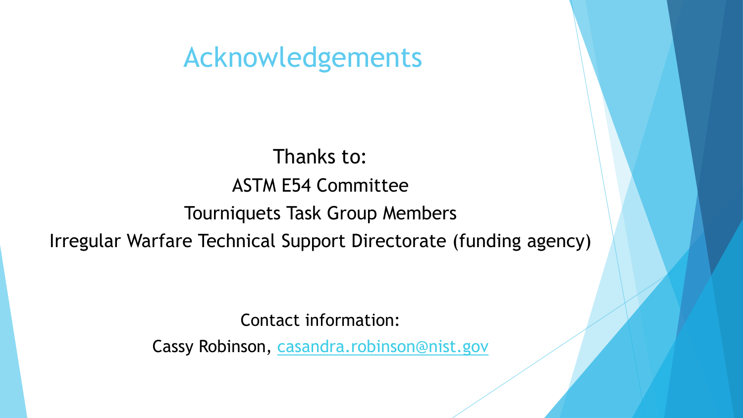# Acknowledgements

Thanks to:

ASTM E54 Committee

Tourniquets Task Group Members

Irregular Warfare Technical Support Directorate (funding agency)

Contact information:

Cassy Robinson, casandra.robinson@nist.gov